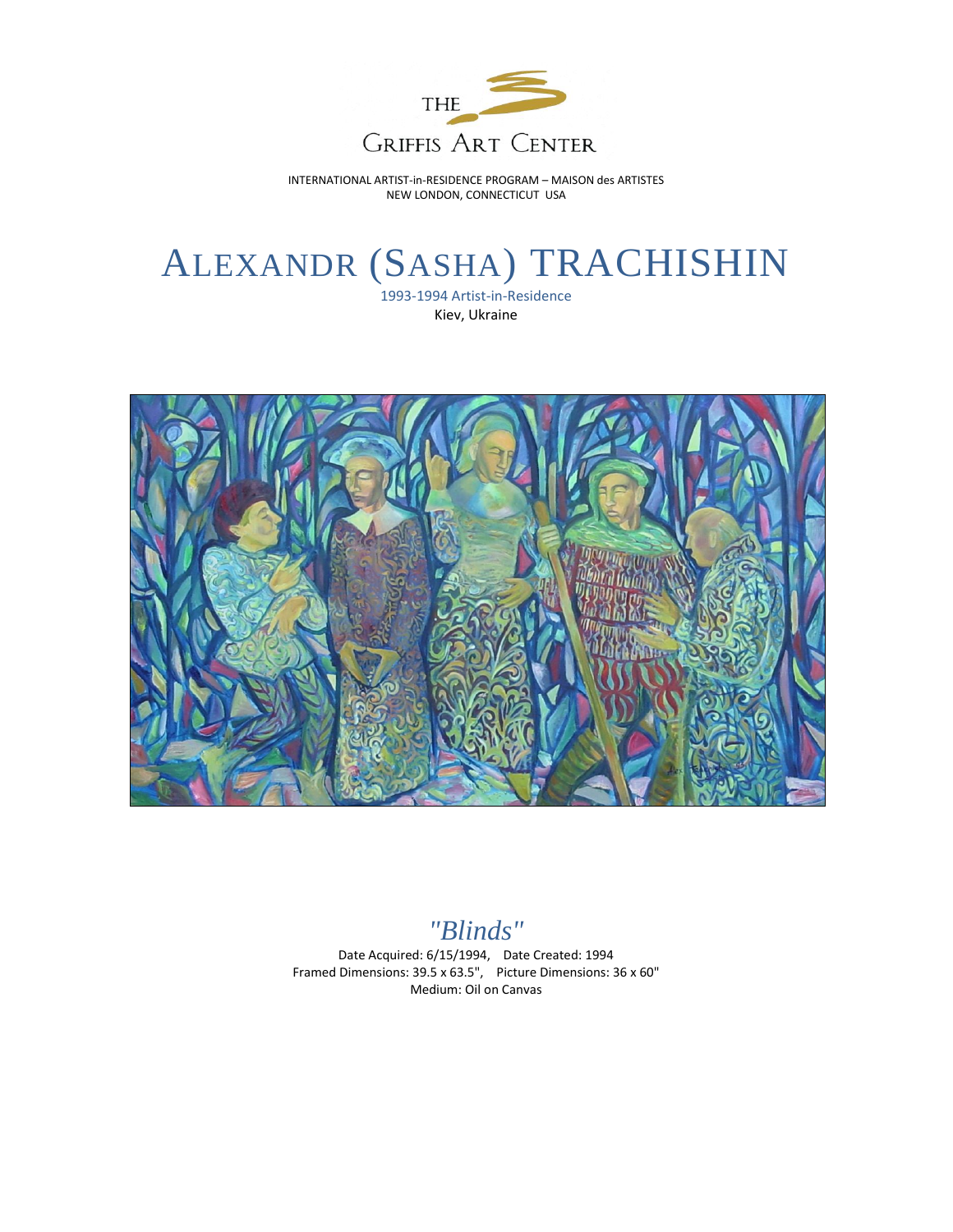THE

GRIFFIS ART CENTER

INTERNATIONAL ARTIST-in-RESIDENCE PROGRAM – MAISON des ARTISTES
NEW LONDON, CONNECTICUT USA

# ALEXANDR (SASHA) TRACHISHIN

1993-1994 Artist-in-Residence

Kiev, Ukraine

## *"Blinds"*

Date Acquired: 6/15/1994, Date Created: 1994

Framed Dimensions: 39.5 x 63.5", Picture Dimensions: 36 x 60"

Medium: Oil on Canvas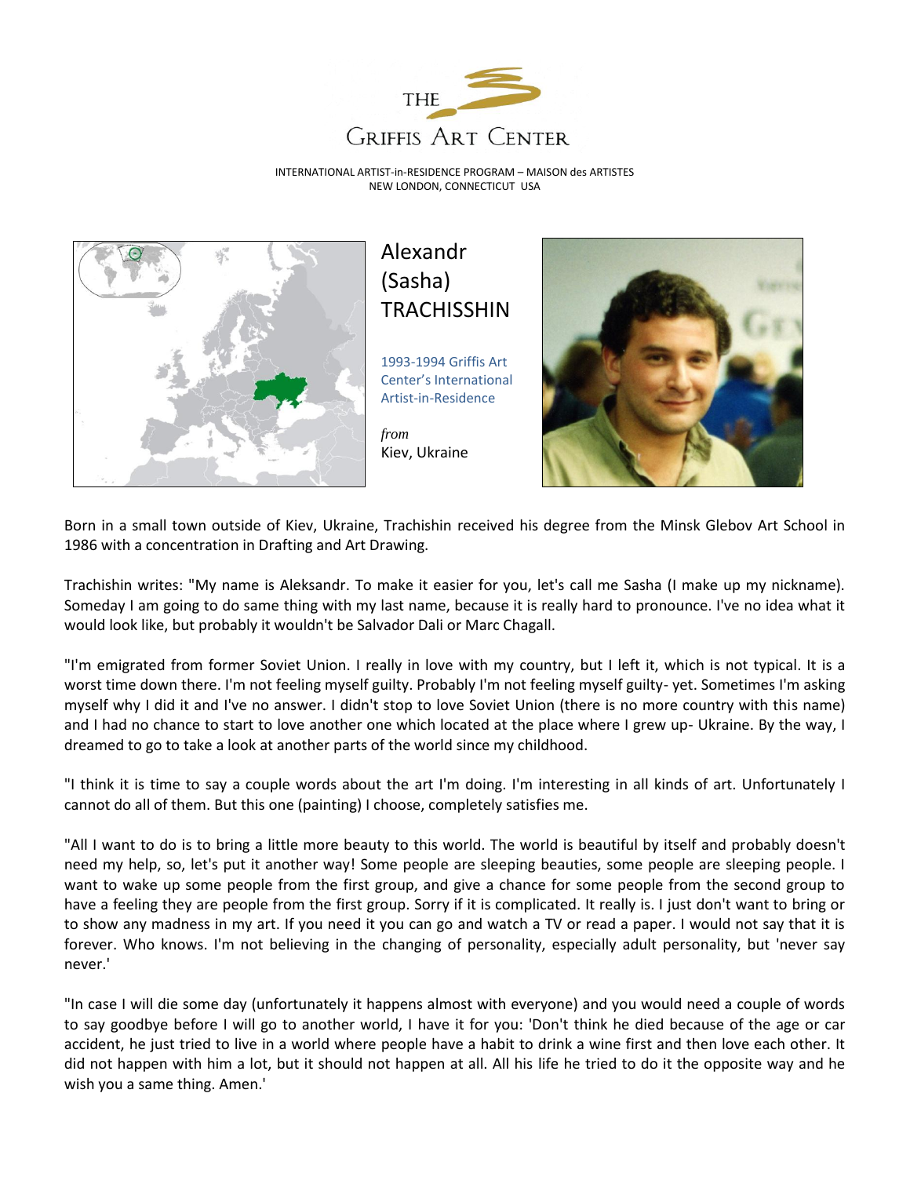THE

Griffis Art Center

INTERNATIONAL ARTIST-in-RESIDENCE PROGRAM – MAISON des ARTISTES
NEW LONDON, CONNECTICUT USA

# Alexandr (Sasha) TRACHISSHIN

1993-1994 Griffis Art Center's International Artist-in-Residence

*from*
Kiev, Ukraine

Born in a small town outside of Kiev, Ukraine, Trachishin received his degree from the Minsk Glebov Art School in 1986 with a concentration in Drafting and Art Drawing.

Trachishin writes: "My name is Aleksandr. To make it easier for you, let's call me Sasha (I make up my nickname). Someday I am going to do same thing with my last name, because it is really hard to pronounce. I've no idea what it would look like, but probably it wouldn't be Salvador Dali or Marc Chagall.

"I'm emigrated from former Soviet Union. I really in love with my country, but I left it, which is not typical. It is a worst time down there. I'm not feeling myself guilty. Probably I'm not feeling myself guilty- yet. Sometimes I'm asking myself why I did it and I've no answer. I didn't stop to love Soviet Union (there is no more country with this name) and I had no chance to start to love another one which located at the place where I grew up- Ukraine. By the way, I dreamed to go to take a look at another parts of the world since my childhood.

"I think it is time to say a couple words about the art I'm doing. I'm interesting in all kinds of art. Unfortunately I cannot do all of them. But this one (painting) I choose, completely satisfies me.

"All I want to do is to bring a little more beauty to this world. The world is beautiful by itself and probably doesn't need my help, so, let's put it another way! Some people are sleeping beauties, some people are sleeping people. I want to wake up some people from the first group, and give a chance for some people from the second group to have a feeling they are people from the first group. Sorry if it is complicated. It really is. I just don't want to bring or to show any madness in my art. If you need it you can go and watch a TV or read a paper. I would not say that it is forever. Who knows. I'm not believing in the changing of personality, especially adult personality, but 'never say never.'

"In case I will die some day (unfortunately it happens almost with everyone) and you would need a couple of words to say goodbye before I will go to another world, I have it for you: 'Don't think he died because of the age or car accident, he just tried to live in a world where people have a habit to drink a wine first and then love each other. It did not happen with him a lot, but it should not happen at all. All his life he tried to do it the opposite way and he wish you a same thing. Amen.'